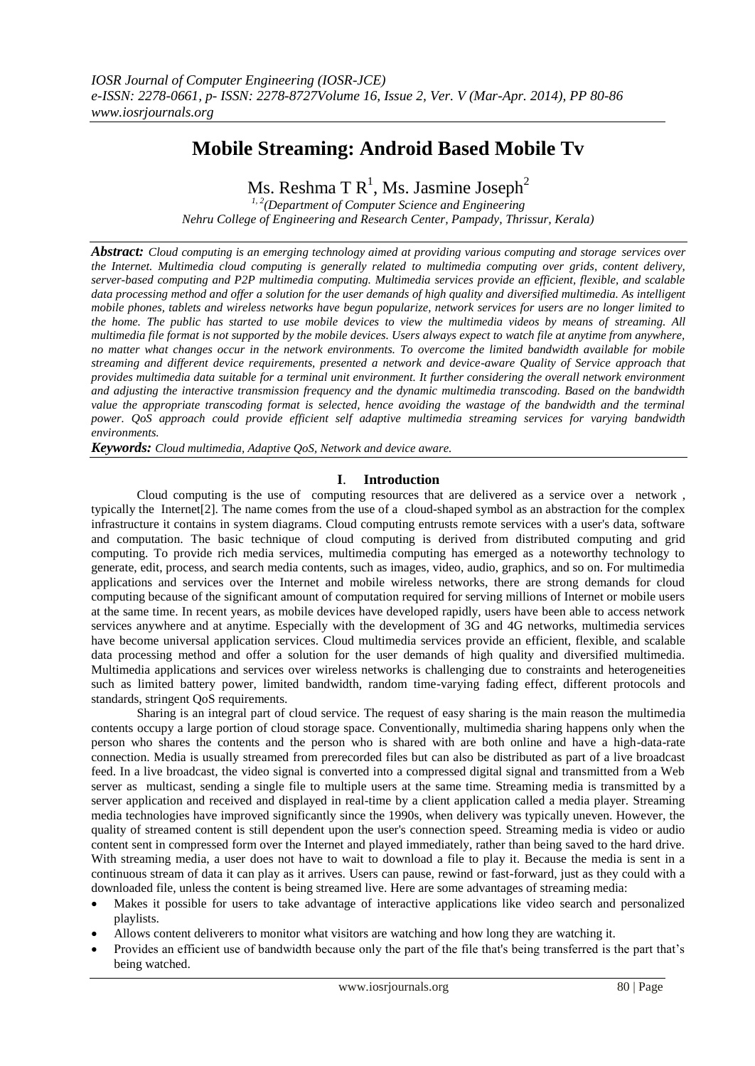# Mobile Streaming: Android Based Mobile Tv

Ms. Reshma T R[1], Ms. Jasmine Joseph[2]

[1, 2](Department of Computer Science and Engineering Nehru College of Engineering and Research Center, Pampady, Thrissur, Kerala)

***Abstract:*** *Cloud computing is an emerging technology aimed at providing various computing and storage services over the Internet. Multimedia cloud computing is generally related to multimedia computing over grids, content delivery, server-based computing and P2P multimedia computing. Multimedia services provide an efficient, flexible, and scalable data processing method and offer a solution for the user demands of high quality and diversified multimedia. As intelligent mobile phones, tablets and wireless networks have begun popularize, network services for users are no longer limited to the home. The public has started to use mobile devices to view the multimedia videos by means of streaming. All multimedia file format is not supported by the mobile devices. Users always expect to watch file at anytime from anywhere, no matter what changes occur in the network environments. To overcome the limited bandwidth available for mobile streaming and different device requirements, presented a network and device-aware Quality of Service approach that provides multimedia data suitable for a terminal unit environment. It further considering the overall network environment and adjusting the interactive transmission frequency and the dynamic multimedia transcoding. Based on the bandwidth value the appropriate transcoding format is selected, hence avoiding the wastage of the bandwidth and the terminal power. QoS approach could provide efficient self adaptive multimedia streaming services for varying bandwidth environments.*

***Keywords:*** *Cloud multimedia, Adaptive QoS, Network and device aware.*

## I. Introduction

Cloud computing is the use of computing resources that are delivered as a service over a network , typically the Internet[2]. The name comes from the use of a cloud-shaped symbol as an abstraction for the complex infrastructure it contains in system diagrams. Cloud computing entrusts remote services with a user's data, software and computation. The basic technique of cloud computing is derived from distributed computing and grid computing. To provide rich media services, multimedia computing has emerged as a noteworthy technology to generate, edit, process, and search media contents, such as images, video, audio, graphics, and so on. For multimedia applications and services over the Internet and mobile wireless networks, there are strong demands for cloud computing because of the significant amount of computation required for serving millions of Internet or mobile users at the same time. In recent years, as mobile devices have developed rapidly, users have been able to access network services anywhere and at anytime. Especially with the development of 3G and 4G networks, multimedia services have become universal application services. Cloud multimedia services provide an efficient, flexible, and scalable data processing method and offer a solution for the user demands of high quality and diversified multimedia. Multimedia applications and services over wireless networks is challenging due to constraints and heterogeneities such as limited battery power, limited bandwidth, random time-varying fading effect, different protocols and standards, stringent QoS requirements.

Sharing is an integral part of cloud service. The request of easy sharing is the main reason the multimedia contents occupy a large portion of cloud storage space. Conventionally, multimedia sharing happens only when the person who shares the contents and the person who is shared with are both online and have a high-data-rate connection. Media is usually streamed from prerecorded files but can also be distributed as part of a live broadcast feed. In a live broadcast, the video signal is converted into a compressed digital signal and transmitted from a Web server as multicast, sending a single file to multiple users at the same time. Streaming media is transmitted by a server application and received and displayed in real-time by a client application called a media player. Streaming media technologies have improved significantly since the 1990s, when delivery was typically uneven. However, the quality of streamed content is still dependent upon the user's connection speed. Streaming media is video or audio content sent in compressed form over the Internet and played immediately, rather than being saved to the hard drive. With streaming media, a user does not have to wait to download a file to play it. Because the media is sent in a continuous stream of data it can play as it arrives. Users can pause, rewind or fast-forward, just as they could with a downloaded file, unless the content is being streamed live. Here are some advantages of streaming media:

- Makes it possible for users to take advantage of interactive applications like video search and personalized playlists.
- Allows content deliverers to monitor what visitors are watching and how long they are watching it.
- Provides an efficient use of bandwidth because only the part of the file that's being transferred is the part that's being watched.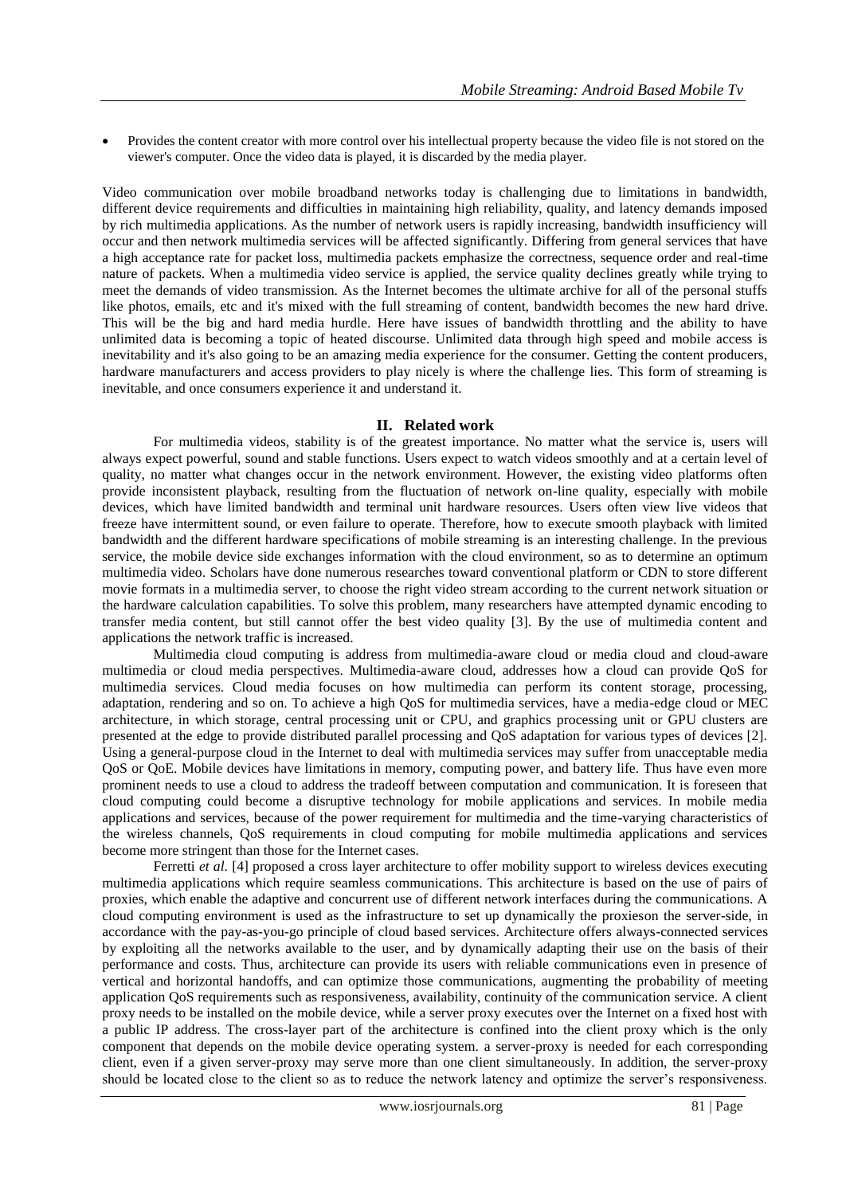- Provides the content creator with more control over his intellectual property because the video file is not stored on the viewer's computer. Once the video data is played, it is discarded by the media player.

Video communication over mobile broadband networks today is challenging due to limitations in bandwidth, different device requirements and difficulties in maintaining high reliability, quality, and latency demands imposed by rich multimedia applications. As the number of network users is rapidly increasing, bandwidth insufficiency will occur and then network multimedia services will be affected significantly. Differing from general services that have a high acceptance rate for packet loss, multimedia packets emphasize the correctness, sequence order and real-time nature of packets. When a multimedia video service is applied, the service quality declines greatly while trying to meet the demands of video transmission. As the Internet becomes the ultimate archive for all of the personal stuffs like photos, emails, etc and it's mixed with the full streaming of content, bandwidth becomes the new hard drive. This will be the big and hard media hurdle. Here have issues of bandwidth throttling and the ability to have unlimited data is becoming a topic of heated discourse. Unlimited data through high speed and mobile access is inevitability and it's also going to be an amazing media experience for the consumer. Getting the content producers, hardware manufacturers and access providers to play nicely is where the challenge lies. This form of streaming is inevitable, and once consumers experience it and understand it.

## II. Related work

For multimedia videos, stability is of the greatest importance. No matter what the service is, users will always expect powerful, sound and stable functions. Users expect to watch videos smoothly and at a certain level of quality, no matter what changes occur in the network environment. However, the existing video platforms often provide inconsistent playback, resulting from the fluctuation of network on-line quality, especially with mobile devices, which have limited bandwidth and terminal unit hardware resources. Users often view live videos that freeze have intermittent sound, or even failure to operate. Therefore, how to execute smooth playback with limited bandwidth and the different hardware specifications of mobile streaming is an interesting challenge. In the previous service, the mobile device side exchanges information with the cloud environment, so as to determine an optimum multimedia video. Scholars have done numerous researches toward conventional platform or CDN to store different movie formats in a multimedia server, to choose the right video stream according to the current network situation or the hardware calculation capabilities. To solve this problem, many researchers have attempted dynamic encoding to transfer media content, but still cannot offer the best video quality [3]. By the use of multimedia content and applications the network traffic is increased.

Multimedia cloud computing is address from multimedia-aware cloud or media cloud and cloud-aware multimedia or cloud media perspectives. Multimedia-aware cloud, addresses how a cloud can provide QoS for multimedia services. Cloud media focuses on how multimedia can perform its content storage, processing, adaptation, rendering and so on. To achieve a high QoS for multimedia services, have a media-edge cloud or MEC architecture, in which storage, central processing unit or CPU, and graphics processing unit or GPU clusters are presented at the edge to provide distributed parallel processing and QoS adaptation for various types of devices [2]. Using a general-purpose cloud in the Internet to deal with multimedia services may suffer from unacceptable media QoS or QoE. Mobile devices have limitations in memory, computing power, and battery life. Thus have even more prominent needs to use a cloud to address the tradeoff between computation and communication. It is foreseen that cloud computing could become a disruptive technology for mobile applications and services. In mobile media applications and services, because of the power requirement for multimedia and the time-varying characteristics of the wireless channels, QoS requirements in cloud computing for mobile multimedia applications and services become more stringent than those for the Internet cases.

Ferretti *et al.* [4] proposed a cross layer architecture to offer mobility support to wireless devices executing multimedia applications which require seamless communications. This architecture is based on the use of pairs of proxies, which enable the adaptive and concurrent use of different network interfaces during the communications. A cloud computing environment is used as the infrastructure to set up dynamically the proxieson the server-side, in accordance with the pay-as-you-go principle of cloud based services. Architecture offers always-connected services by exploiting all the networks available to the user, and by dynamically adapting their use on the basis of their performance and costs. Thus, architecture can provide its users with reliable communications even in presence of vertical and horizontal handoffs, and can optimize those communications, augmenting the probability of meeting application QoS requirements such as responsiveness, availability, continuity of the communication service. A client proxy needs to be installed on the mobile device, while a server proxy executes over the Internet on a fixed host with a public IP address. The cross-layer part of the architecture is confined into the client proxy which is the only component that depends on the mobile device operating system. a server-proxy is needed for each corresponding client, even if a given server-proxy may serve more than one client simultaneously. In addition, the server-proxy should be located close to the client so as to reduce the network latency and optimize the server's responsiveness.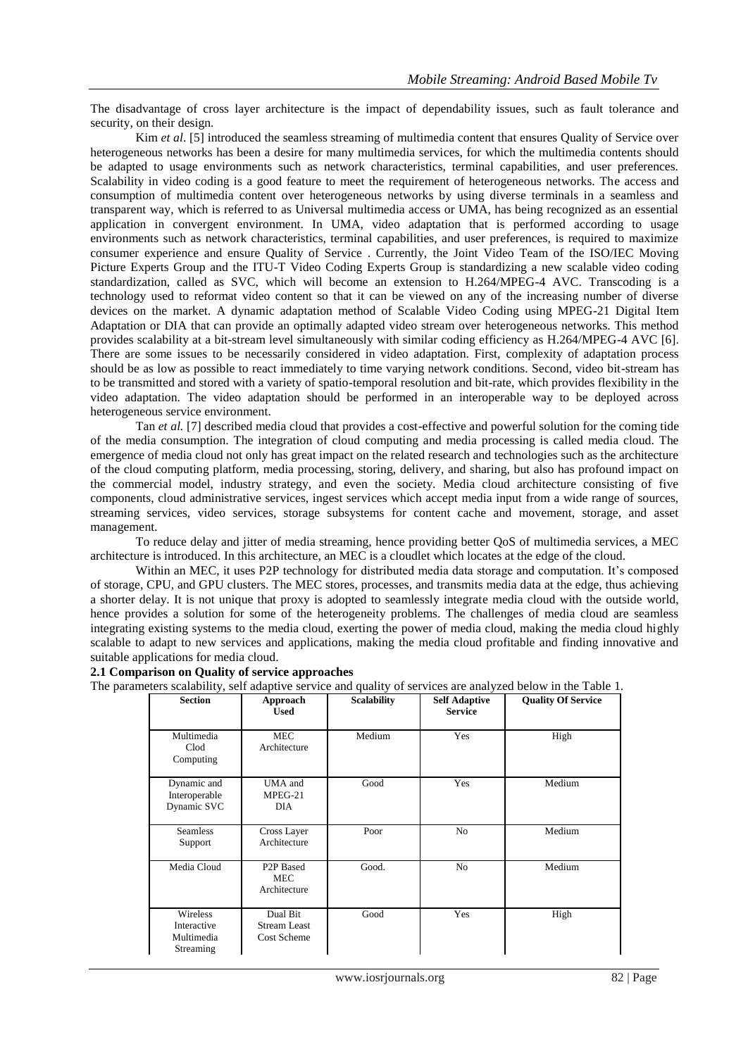The disadvantage of cross layer architecture is the impact of dependability issues, such as fault tolerance and security, on their design.

Kim *et al*. [5] introduced the seamless streaming of multimedia content that ensures Quality of Service over heterogeneous networks has been a desire for many multimedia services, for which the multimedia contents should be adapted to usage environments such as network characteristics, terminal capabilities, and user preferences. Scalability in video coding is a good feature to meet the requirement of heterogeneous networks. The access and consumption of multimedia content over heterogeneous networks by using diverse terminals in a seamless and transparent way, which is referred to as Universal multimedia access or UMA, has being recognized as an essential application in convergent environment. In UMA, video adaptation that is performed according to usage environments such as network characteristics, terminal capabilities, and user preferences, is required to maximize consumer experience and ensure Quality of Service . Currently, the Joint Video Team of the ISO/IEC Moving Picture Experts Group and the ITU-T Video Coding Experts Group is standardizing a new scalable video coding standardization, called as SVC, which will become an extension to H.264/MPEG-4 AVC. Transcoding is a technology used to reformat video content so that it can be viewed on any of the increasing number of diverse devices on the market. A dynamic adaptation method of Scalable Video Coding using MPEG-21 Digital Item Adaptation or DIA that can provide an optimally adapted video stream over heterogeneous networks. This method provides scalability at a bit-stream level simultaneously with similar coding efficiency as H.264/MPEG-4 AVC [6]. There are some issues to be necessarily considered in video adaptation. First, complexity of adaptation process should be as low as possible to react immediately to time varying network conditions. Second, video bit-stream has to be transmitted and stored with a variety of spatio-temporal resolution and bit-rate, which provides flexibility in the video adaptation. The video adaptation should be performed in an interoperable way to be deployed across heterogeneous service environment.

Tan *et al.* [7] described media cloud that provides a cost-effective and powerful solution for the coming tide of the media consumption. The integration of cloud computing and media processing is called media cloud. The emergence of media cloud not only has great impact on the related research and technologies such as the architecture of the cloud computing platform, media processing, storing, delivery, and sharing, but also has profound impact on the commercial model, industry strategy, and even the society. Media cloud architecture consisting of five components, cloud administrative services, ingest services which accept media input from a wide range of sources, streaming services, video services, storage subsystems for content cache and movement, storage, and asset management.

To reduce delay and jitter of media streaming, hence providing better QoS of multimedia services, a MEC architecture is introduced. In this architecture, an MEC is a cloudlet which locates at the edge of the cloud.

Within an MEC, it uses P2P technology for distributed media data storage and computation. It's composed of storage, CPU, and GPU clusters. The MEC stores, processes, and transmits media data at the edge, thus achieving a shorter delay. It is not unique that proxy is adopted to seamlessly integrate media cloud with the outside world, hence provides a solution for some of the heterogeneity problems. The challenges of media cloud are seamless integrating existing systems to the media cloud, exerting the power of media cloud, making the media cloud highly scalable to adapt to new services and applications, making the media cloud profitable and finding innovative and suitable applications for media cloud.

### 2.1 Comparison on Quality of service approaches

The parameters scalability, self adaptive service and quality of services are analyzed below in the Table 1.

| Section | Approach Used | Scalability | Self Adaptive Service | Quality Of Service |
|---|---|---|---|---|
| Multimedia Clod Computing | MEC Architecture | Medium | Yes | High |
| Dynamic and Interoperable Dynamic SVC | UMA and MPEG-21 DIA | Good | Yes | Medium |
| Seamless Support | Cross Layer Architecture | Poor | No | Medium |
| Media Cloud | P2P Based MEC Architecture | Good. | No | Medium |
| Wireless Interactive Multimedia Streaming | Dual Bit Stream Least Cost Scheme | Good | Yes | High |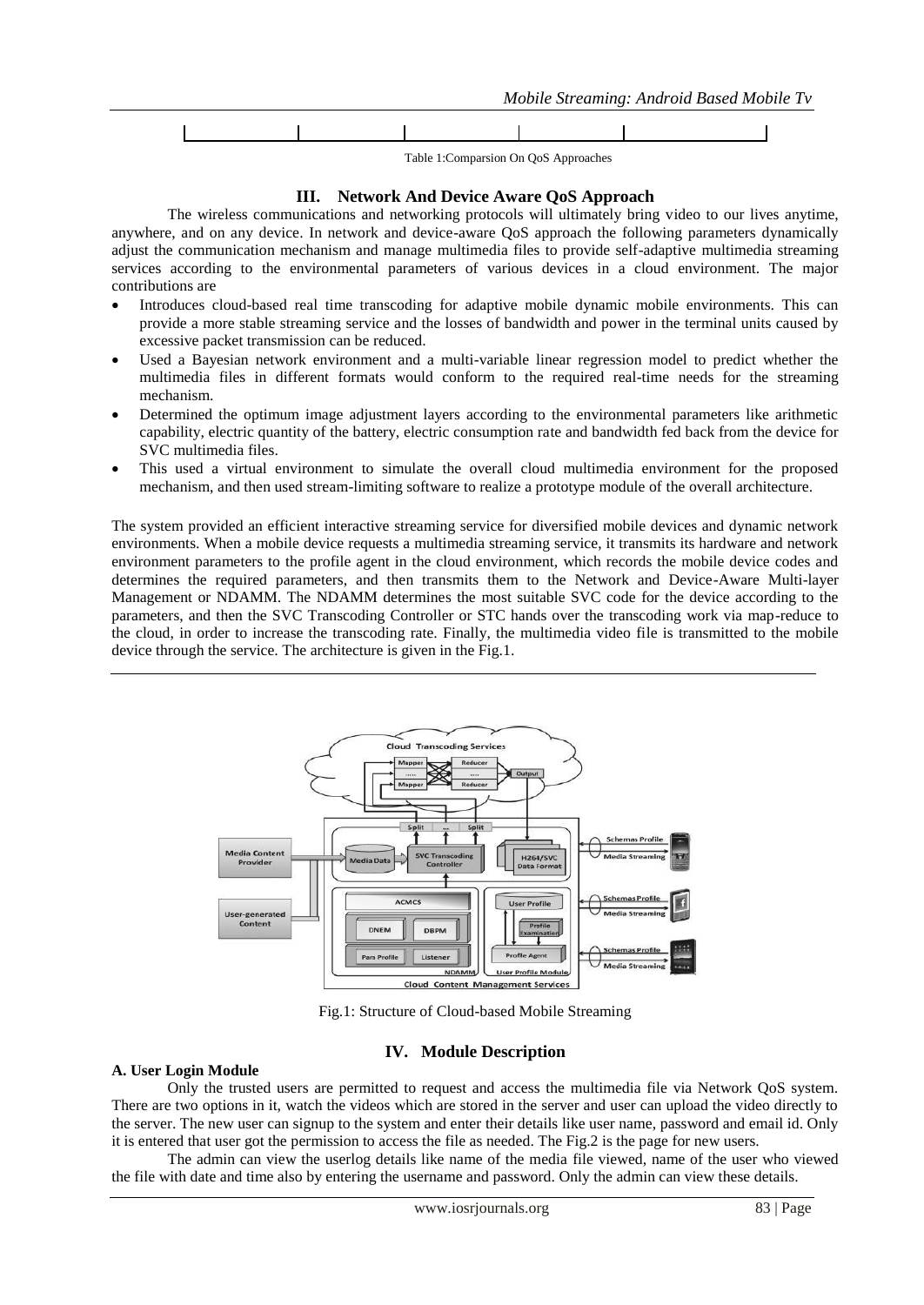Table 1:Comparsion On QoS Approaches

## III. Network And Device Aware QoS Approach

The wireless communications and networking protocols will ultimately bring video to our lives anytime, anywhere, and on any device. In network and device-aware QoS approach the following parameters dynamically adjust the communication mechanism and manage multimedia files to provide self-adaptive multimedia streaming services according to the environmental parameters of various devices in a cloud environment. The major contributions are

- Introduces cloud-based real time transcoding for adaptive mobile dynamic mobile environments. This can provide a more stable streaming service and the losses of bandwidth and power in the terminal units caused by excessive packet transmission can be reduced.
- Used a Bayesian network environment and a multi-variable linear regression model to predict whether the multimedia files in different formats would conform to the required real-time needs for the streaming mechanism.
- Determined the optimum image adjustment layers according to the environmental parameters like arithmetic capability, electric quantity of the battery, electric consumption rate and bandwidth fed back from the device for SVC multimedia files.
- This used a virtual environment to simulate the overall cloud multimedia environment for the proposed mechanism, and then used stream-limiting software to realize a prototype module of the overall architecture.

The system provided an efficient interactive streaming service for diversified mobile devices and dynamic network environments. When a mobile device requests a multimedia streaming service, it transmits its hardware and network environment parameters to the profile agent in the cloud environment, which records the mobile device codes and determines the required parameters, and then transmits them to the Network and Device-Aware Multi-layer Management or NDAMM. The NDAMM determines the most suitable SVC code for the device according to the parameters, and then the SVC Transcoding Controller or STC hands over the transcoding work via map-reduce to the cloud, in order to increase the transcoding rate. Finally, the multimedia video file is transmitted to the mobile device through the service. The architecture is given in the Fig.1.

Fig.1: Structure of Cloud-based Mobile Streaming

## IV. Module Description

### A. User Login Module

Only the trusted users are permitted to request and access the multimedia file via Network QoS system. There are two options in it, watch the videos which are stored in the server and user can upload the video directly to the server. The new user can signup to the system and enter their details like user name, password and email id. Only it is entered that user got the permission to access the file as needed. The Fig.2 is the page for new users.

The admin can view the userlog details like name of the media file viewed, name of the user who viewed the file with date and time also by entering the username and password. Only the admin can view these details.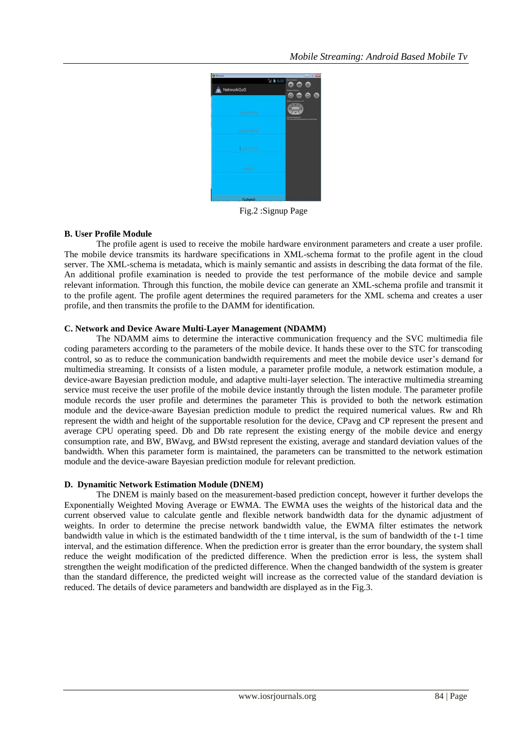Fig.2 :Signup Page

### B. User Profile Module

The profile agent is used to receive the mobile hardware environment parameters and create a user profile. The mobile device transmits its hardware specifications in XML-schema format to the profile agent in the cloud server. The XML-schema is metadata, which is mainly semantic and assists in describing the data format of the file. An additional profile examination is needed to provide the test performance of the mobile device and sample relevant information. Through this function, the mobile device can generate an XML-schema profile and transmit it to the profile agent. The profile agent determines the required parameters for the XML schema and creates a user profile, and then transmits the profile to the DAMM for identification.

### C. Network and Device Aware Multi-Layer Management (NDAMM)

The NDAMM aims to determine the interactive communication frequency and the SVC multimedia file coding parameters according to the parameters of the mobile device. It hands these over to the STC for transcoding control, so as to reduce the communication bandwidth requirements and meet the mobile device user's demand for multimedia streaming. It consists of a listen module, a parameter profile module, a network estimation module, a device-aware Bayesian prediction module, and adaptive multi-layer selection. The interactive multimedia streaming service must receive the user profile of the mobile device instantly through the listen module. The parameter profile module records the user profile and determines the parameter This is provided to both the network estimation module and the device-aware Bayesian prediction module to predict the required numerical values. Rw and Rh represent the width and height of the supportable resolution for the device, CPavg and CP represent the present and average CPU operating speed. Db and Db rate represent the existing energy of the mobile device and energy consumption rate, and BW, BWavg, and BWstd represent the existing, average and standard deviation values of the bandwidth. When this parameter form is maintained, the parameters can be transmitted to the network estimation module and the device-aware Bayesian prediction module for relevant prediction.

### D. Dynamitic Network Estimation Module (DNEM)

The DNEM is mainly based on the measurement-based prediction concept, however it further develops the Exponentially Weighted Moving Average or EWMA. The EWMA uses the weights of the historical data and the current observed value to calculate gentle and flexible network bandwidth data for the dynamic adjustment of weights. In order to determine the precise network bandwidth value, the EWMA filter estimates the network bandwidth value in which is the estimated bandwidth of the t time interval, is the sum of bandwidth of the t-1 time interval, and the estimation difference. When the prediction error is greater than the error boundary, the system shall reduce the weight modification of the predicted difference. When the prediction error is less, the system shall strengthen the weight modification of the predicted difference. When the changed bandwidth of the system is greater than the standard difference, the predicted weight will increase as the corrected value of the standard deviation is reduced. The details of device parameters and bandwidth are displayed as in the Fig.3.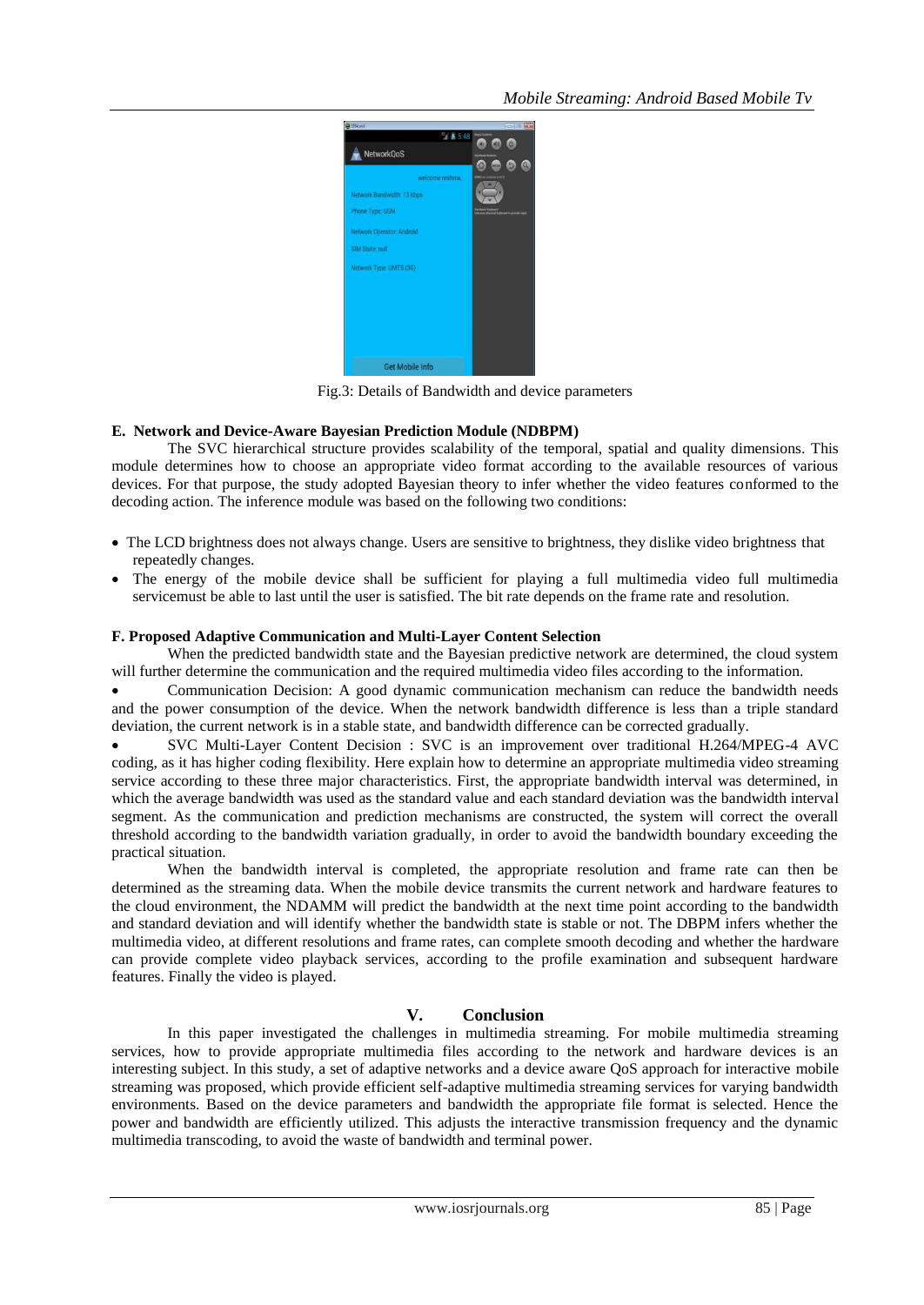Fig.3: Details of Bandwidth and device parameters

### E. Network and Device-Aware Bayesian Prediction Module (NDBPM)

The SVC hierarchical structure provides scalability of the temporal, spatial and quality dimensions. This module determines how to choose an appropriate video format according to the available resources of various devices. For that purpose, the study adopted Bayesian theory to infer whether the video features conformed to the decoding action. The inference module was based on the following two conditions:

- The LCD brightness does not always change. Users are sensitive to brightness, they dislike video brightness that repeatedly changes.
- The energy of the mobile device shall be sufficient for playing a full multimedia video full multimedia servicemust be able to last until the user is satisfied. The bit rate depends on the frame rate and resolution.

### F. Proposed Adaptive Communication and Multi-Layer Content Selection

When the predicted bandwidth state and the Bayesian predictive network are determined, the cloud system will further determine the communication and the required multimedia video files according to the information.

- Communication Decision: A good dynamic communication mechanism can reduce the bandwidth needs and the power consumption of the device. When the network bandwidth difference is less than a triple standard deviation, the current network is in a stable state, and bandwidth difference can be corrected gradually.
- SVC Multi-Layer Content Decision : SVC is an improvement over traditional H.264/MPEG-4 AVC coding, as it has higher coding flexibility. Here explain how to determine an appropriate multimedia video streaming service according to these three major characteristics. First, the appropriate bandwidth interval was determined, in which the average bandwidth was used as the standard value and each standard deviation was the bandwidth interval segment. As the communication and prediction mechanisms are constructed, the system will correct the overall threshold according to the bandwidth variation gradually, in order to avoid the bandwidth boundary exceeding the practical situation.

When the bandwidth interval is completed, the appropriate resolution and frame rate can then be determined as the streaming data. When the mobile device transmits the current network and hardware features to the cloud environment, the NDAMM will predict the bandwidth at the next time point according to the bandwidth and standard deviation and will identify whether the bandwidth state is stable or not. The DBPM infers whether the multimedia video, at different resolutions and frame rates, can complete smooth decoding and whether the hardware can provide complete video playback services, according to the profile examination and subsequent hardware features. Finally the video is played.

## V. Conclusion

In this paper investigated the challenges in multimedia streaming. For mobile multimedia streaming services, how to provide appropriate multimedia files according to the network and hardware devices is an interesting subject. In this study, a set of adaptive networks and a device aware QoS approach for interactive mobile streaming was proposed, which provide efficient self-adaptive multimedia streaming services for varying bandwidth environments. Based on the device parameters and bandwidth the appropriate file format is selected. Hence the power and bandwidth are efficiently utilized. This adjusts the interactive transmission frequency and the dynamic multimedia transcoding, to avoid the waste of bandwidth and terminal power.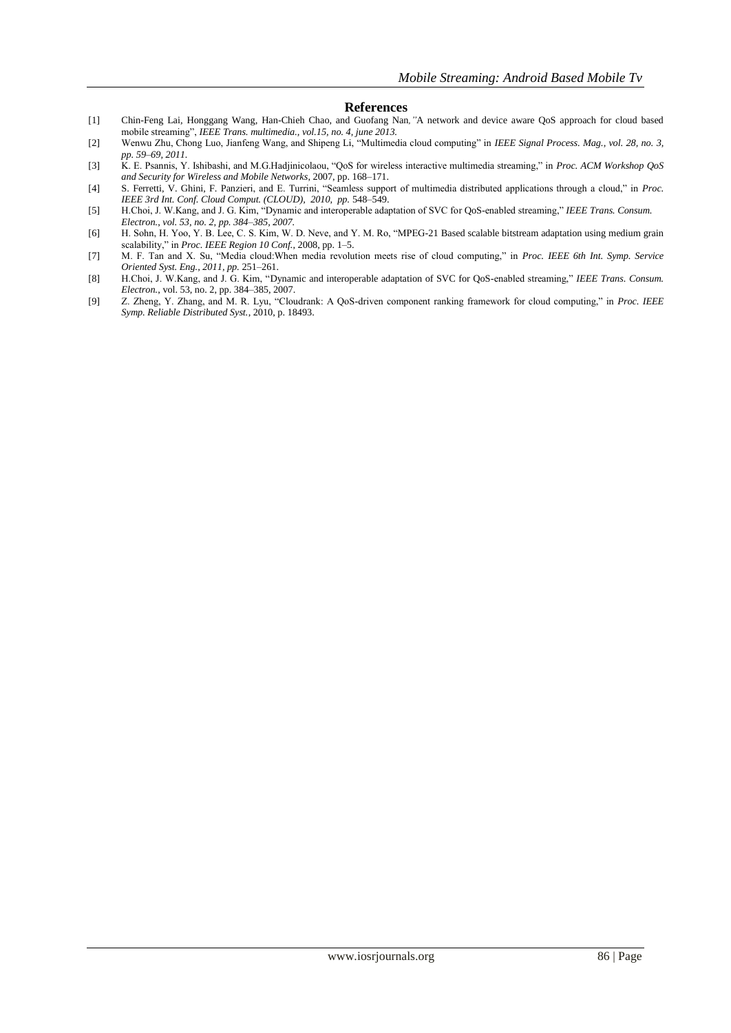## References

[1] Chin-Feng Lai, Honggang Wang, Han-Chieh Chao, and Guofang Nan,*"*A network and device aware QoS approach for cloud based mobile streaming", *IEEE Trans. multimedia., vol.15, no. 4, june 2013.*

[2] Wenwu Zhu, Chong Luo, Jianfeng Wang, and Shipeng Li, "Multimedia cloud computing" in *IEEE Signal Process. Mag., vol. 28, no. 3, pp. 59–69, 2011.*

[3] K. E. Psannis, Y. Ishibashi, and M.G.Hadjinicolaou, "QoS for wireless interactive multimedia streaming," in *Proc. ACM Workshop QoS and Security for Wireless and Mobile Networks*, 2007, pp. 168–171.

[4] S. Ferretti, V. Ghini, F. Panzieri, and E. Turrini, "Seamless support of multimedia distributed applications through a cloud," in *Proc. IEEE 3rd Int. Conf. Cloud Comput. (CLOUD), 2010, pp.* 548–549.

[5] H.Choi, J. W.Kang, and J. G. Kim, "Dynamic and interoperable adaptation of SVC for QoS-enabled streaming," *IEEE Trans. Consum. Electron., vol. 53, no. 2, pp. 384–385, 2007.*

[6] H. Sohn, H. Yoo, Y. B. Lee, C. S. Kim, W. D. Neve, and Y. M. Ro, "MPEG-21 Based scalable bitstream adaptation using medium grain scalability," in *Proc. IEEE Region 10 Conf.*, 2008, pp. 1–5.

[7] M. F. Tan and X. Su, "Media cloud:When media revolution meets rise of cloud computing," in *Proc. IEEE 6th Int. Symp. Service Oriented Syst. Eng., 2011, pp.* 251–261.

[8] H.Choi, J. W.Kang, and J. G. Kim, "Dynamic and interoperable adaptation of SVC for QoS-enabled streaming," *IEEE Trans. Consum. Electron.*, vol. 53, no. 2, pp. 384–385, 2007.

[9] Z. Zheng, Y. Zhang, and M. R. Lyu, "Cloudrank: A QoS-driven component ranking framework for cloud computing," in *Proc. IEEE Symp. Reliable Distributed Syst.*, 2010, p. 18493.